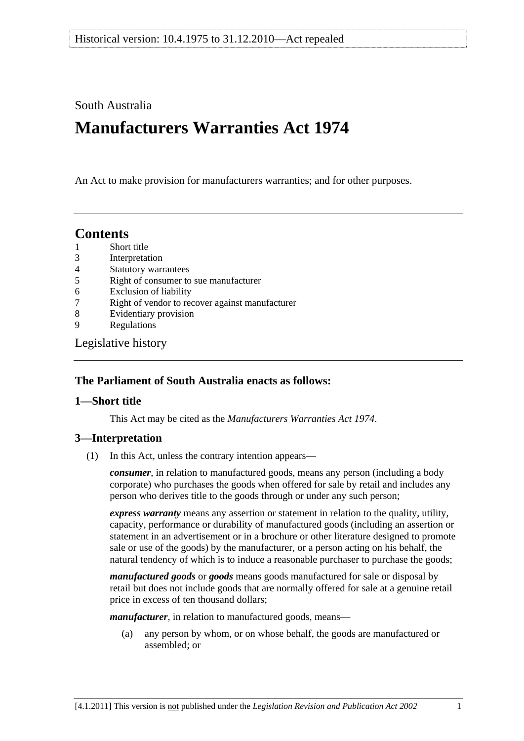Historical version: 10.4.1975 to 31.12.2010—Act repealed

South Australia

# Manufacturers Warranties Act 1974

An Act to make provision for manufacturers warranties; and for other purposes.

---

## Contents

1 Short title
3 Interpretation
4 Statutory warrantees
5 Right of consumer to sue manufacturer
6 Exclusion of liability
7 Right of vendor to recover against manufacturer
8 Evidentiary provision
9 Regulations

Legislative history

---

### The Parliament of South Australia enacts as follows:

### 1—Short title

This Act may be cited as the *Manufacturers Warranties Act 1974*.

### 3—Interpretation

(1) In this Act, unless the contrary intention appears—

***consumer***, in relation to manufactured goods, means any person (including a body corporate) who purchases the goods when offered for sale by retail and includes any person who derives title to the goods through or under any such person;

***express warranty*** means any assertion or statement in relation to the quality, utility, capacity, performance or durability of manufactured goods (including an assertion or statement in an advertisement or in a brochure or other literature designed to promote sale or use of the goods) by the manufacturer, or a person acting on his behalf, the natural tendency of which is to induce a reasonable purchaser to purchase the goods;

***manufactured goods*** or ***goods*** means goods manufactured for sale or disposal by retail but does not include goods that are normally offered for sale at a genuine retail price in excess of ten thousand dollars;

***manufacturer***, in relation to manufactured goods, means—

(a) any person by whom, or on whose behalf, the goods are manufactured or assembled; or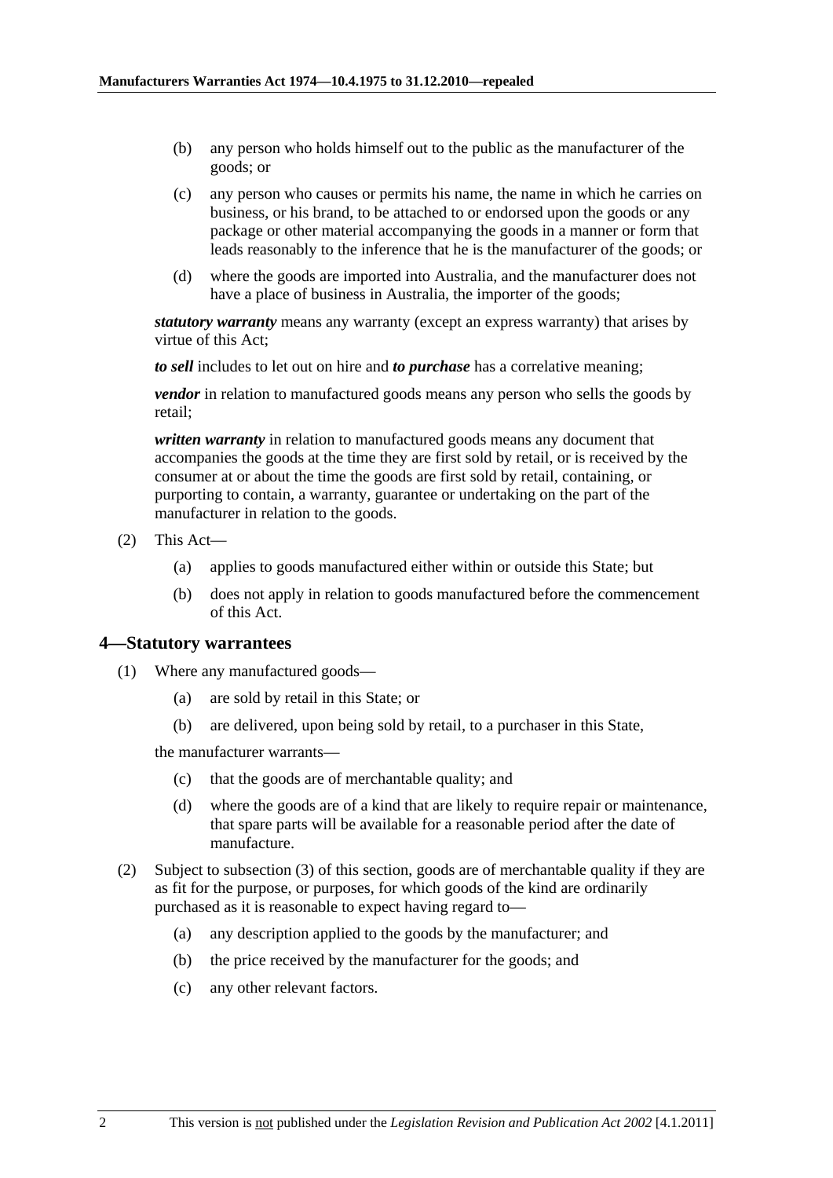(b) any person who holds himself out to the public as the manufacturer of the goods; or

(c) any person who causes or permits his name, the name in which he carries on business, or his brand, to be attached to or endorsed upon the goods or any package or other material accompanying the goods in a manner or form that leads reasonably to the inference that he is the manufacturer of the goods; or

(d) where the goods are imported into Australia, and the manufacturer does not have a place of business in Australia, the importer of the goods;

***statutory warranty*** means any warranty (except an express warranty) that arises by virtue of this Act;

***to sell*** includes to let out on hire and ***to purchase*** has a correlative meaning;

***vendor*** in relation to manufactured goods means any person who sells the goods by retail;

***written warranty*** in relation to manufactured goods means any document that accompanies the goods at the time they are first sold by retail, or is received by the consumer at or about the time the goods are first sold by retail, containing, or purporting to contain, a warranty, guarantee or undertaking on the part of the manufacturer in relation to the goods.

(2) This Act—

(a) applies to goods manufactured either within or outside this State; but

(b) does not apply in relation to goods manufactured before the commencement of this Act.

## 4—Statutory warrantees

(1) Where any manufactured goods—

(a) are sold by retail in this State; or

(b) are delivered, upon being sold by retail, to a purchaser in this State,

the manufacturer warrants—

(c) that the goods are of merchantable quality; and

(d) where the goods are of a kind that are likely to require repair or maintenance, that spare parts will be available for a reasonable period after the date of manufacture.

(2) Subject to subsection (3) of this section, goods are of merchantable quality if they are as fit for the purpose, or purposes, for which goods of the kind are ordinarily purchased as it is reasonable to expect having regard to—

(a) any description applied to the goods by the manufacturer; and

(b) the price received by the manufacturer for the goods; and

(c) any other relevant factors.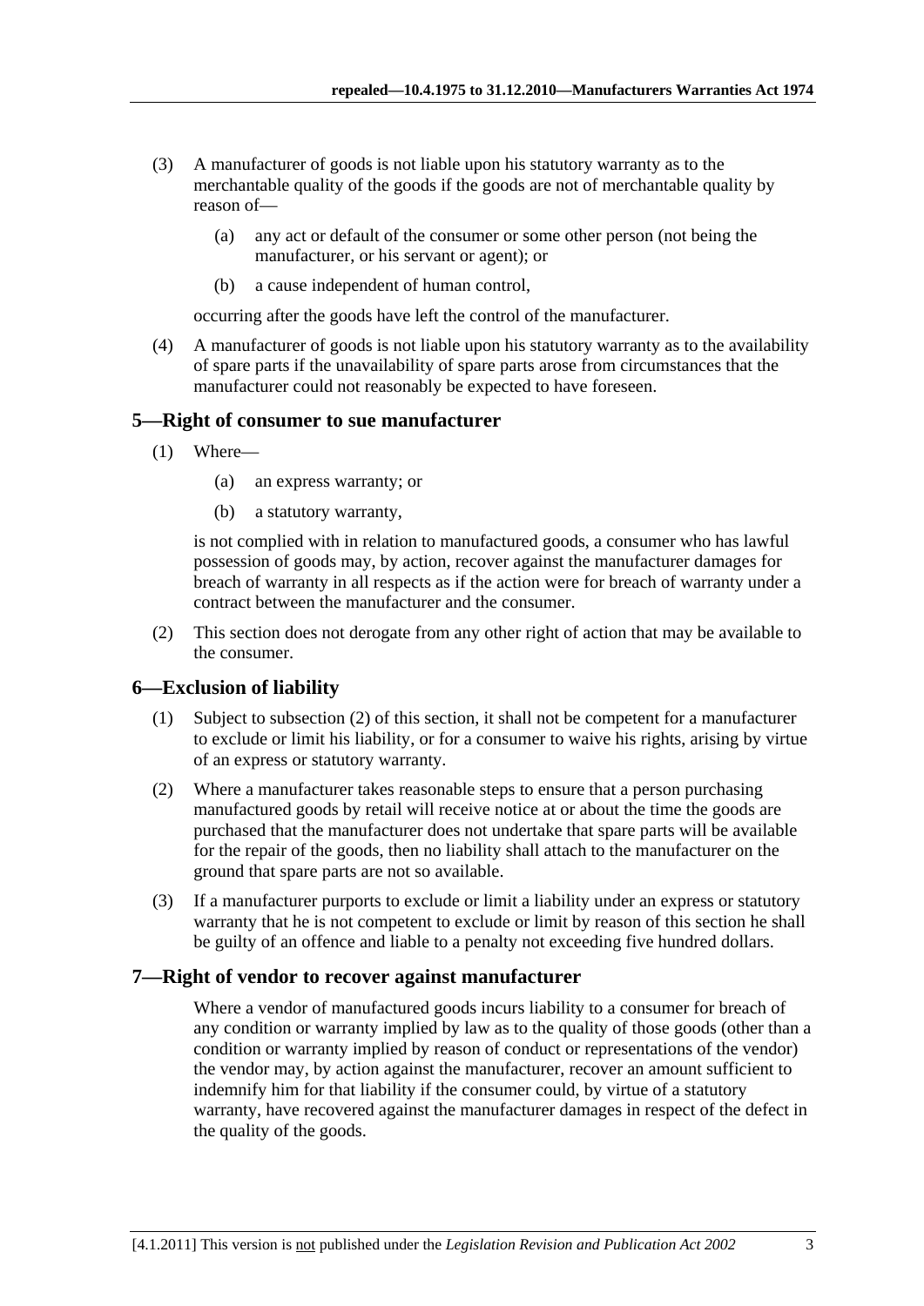(3) A manufacturer of goods is not liable upon his statutory warranty as to the merchantable quality of the goods if the goods are not of merchantable quality by reason of—

(a) any act or default of the consumer or some other person (not being the manufacturer, or his servant or agent); or

(b) a cause independent of human control,

occurring after the goods have left the control of the manufacturer.

(4) A manufacturer of goods is not liable upon his statutory warranty as to the availability of spare parts if the unavailability of spare parts arose from circumstances that the manufacturer could not reasonably be expected to have foreseen.

## 5—Right of consumer to sue manufacturer

(1) Where—

(a) an express warranty; or

(b) a statutory warranty,

is not complied with in relation to manufactured goods, a consumer who has lawful possession of goods may, by action, recover against the manufacturer damages for breach of warranty in all respects as if the action were for breach of warranty under a contract between the manufacturer and the consumer.

(2) This section does not derogate from any other right of action that may be available to the consumer.

## 6—Exclusion of liability

(1) Subject to subsection (2) of this section, it shall not be competent for a manufacturer to exclude or limit his liability, or for a consumer to waive his rights, arising by virtue of an express or statutory warranty.

(2) Where a manufacturer takes reasonable steps to ensure that a person purchasing manufactured goods by retail will receive notice at or about the time the goods are purchased that the manufacturer does not undertake that spare parts will be available for the repair of the goods, then no liability shall attach to the manufacturer on the ground that spare parts are not so available.

(3) If a manufacturer purports to exclude or limit a liability under an express or statutory warranty that he is not competent to exclude or limit by reason of this section he shall be guilty of an offence and liable to a penalty not exceeding five hundred dollars.

## 7—Right of vendor to recover against manufacturer

Where a vendor of manufactured goods incurs liability to a consumer for breach of any condition or warranty implied by law as to the quality of those goods (other than a condition or warranty implied by reason of conduct or representations of the vendor) the vendor may, by action against the manufacturer, recover an amount sufficient to indemnify him for that liability if the consumer could, by virtue of a statutory warranty, have recovered against the manufacturer damages in respect of the defect in the quality of the goods.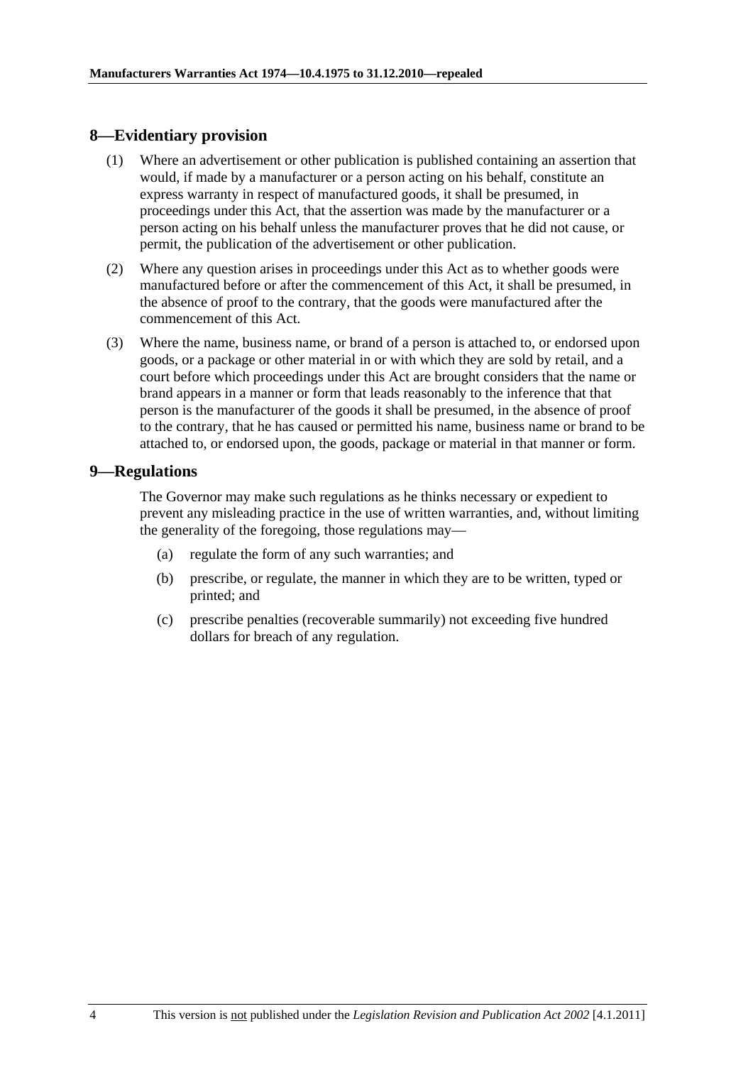## 8—Evidentiary provision

(1) Where an advertisement or other publication is published containing an assertion that would, if made by a manufacturer or a person acting on his behalf, constitute an express warranty in respect of manufactured goods, it shall be presumed, in proceedings under this Act, that the assertion was made by the manufacturer or a person acting on his behalf unless the manufacturer proves that he did not cause, or permit, the publication of the advertisement or other publication.

(2) Where any question arises in proceedings under this Act as to whether goods were manufactured before or after the commencement of this Act, it shall be presumed, in the absence of proof to the contrary, that the goods were manufactured after the commencement of this Act.

(3) Where the name, business name, or brand of a person is attached to, or endorsed upon goods, or a package or other material in or with which they are sold by retail, and a court before which proceedings under this Act are brought considers that the name or brand appears in a manner or form that leads reasonably to the inference that that person is the manufacturer of the goods it shall be presumed, in the absence of proof to the contrary, that he has caused or permitted his name, business name or brand to be attached to, or endorsed upon, the goods, package or material in that manner or form.

## 9—Regulations

The Governor may make such regulations as he thinks necessary or expedient to prevent any misleading practice in the use of written warranties, and, without limiting the generality of the foregoing, those regulations may—

(a) regulate the form of any such warranties; and

(b) prescribe, or regulate, the manner in which they are to be written, typed or printed; and

(c) prescribe penalties (recoverable summarily) not exceeding five hundred dollars for breach of any regulation.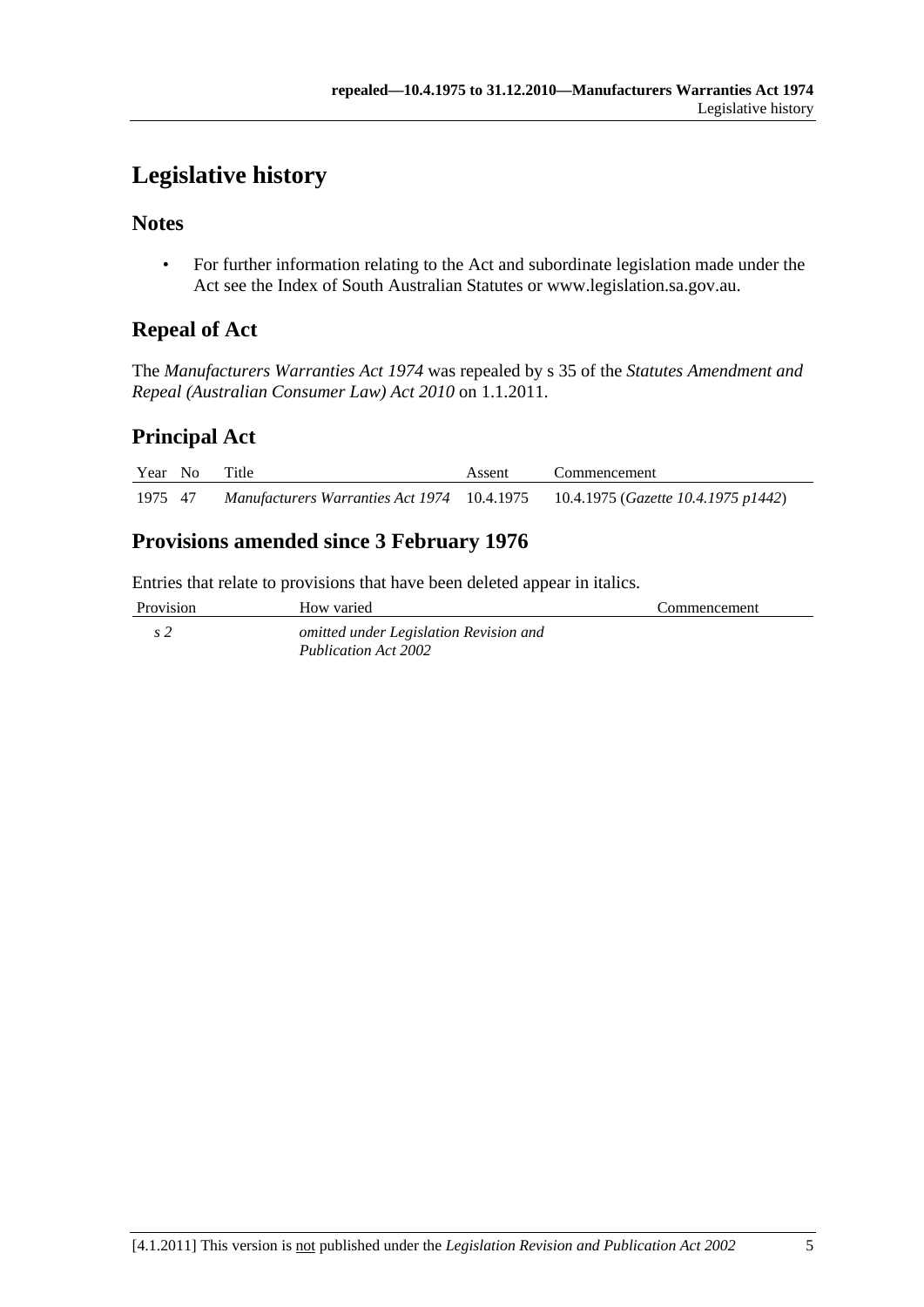# Legislative history

## Notes

- For further information relating to the Act and subordinate legislation made under the Act see the Index of South Australian Statutes or www.legislation.sa.gov.au.

## Repeal of Act

The *Manufacturers Warranties Act 1974* was repealed by s 35 of the *Statutes Amendment and Repeal (Australian Consumer Law) Act 2010* on 1.1.2011.

## Principal Act

| Year | No | Title | Assent | Commencement |
|---|---|---|---|---|
| 1975 | 47 | *Manufacturers Warranties Act 1974* | 10.4.1975 | 10.4.1975 (*Gazette 10.4.1975 p1442*) |

## Provisions amended since 3 February 1976

Entries that relate to provisions that have been deleted appear in italics.

| Provision | How varied | Commencement |
|---|---|---|
| *s 2* | *omitted under Legislation Revision and Publication Act 2002* | |